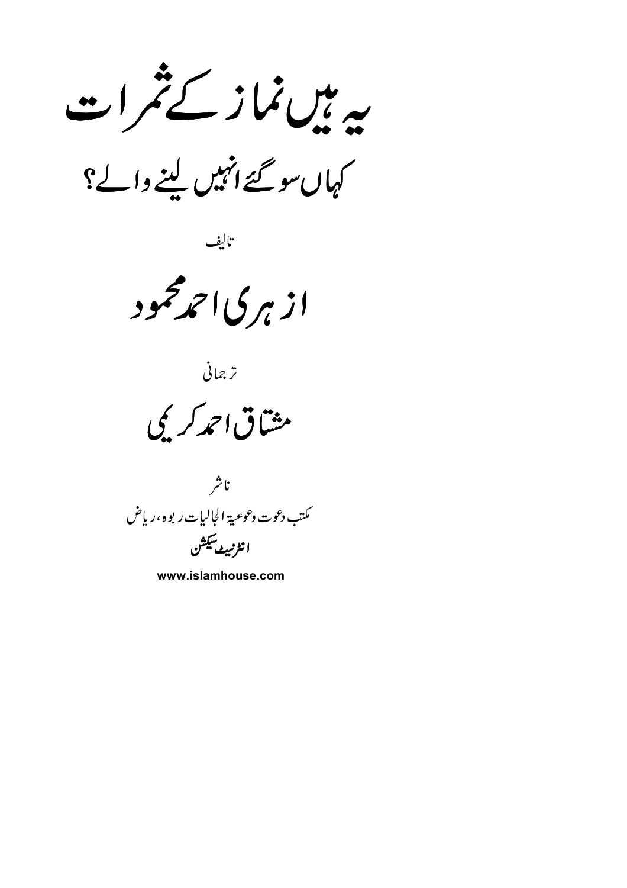# یہ ہیں نماز کے ثمرات

## کہاں سو گئے انہیں لینے والے؟

تالیف

## ازہری احمد محمود

ترجمانی

## مشتاق احمد کریمی

ناشر

مکتب دعوت وعوعیۃ الجالیات ربوہ، ریاض

**انٹرنیٹ سیکشن**

**www.islamhouse.com**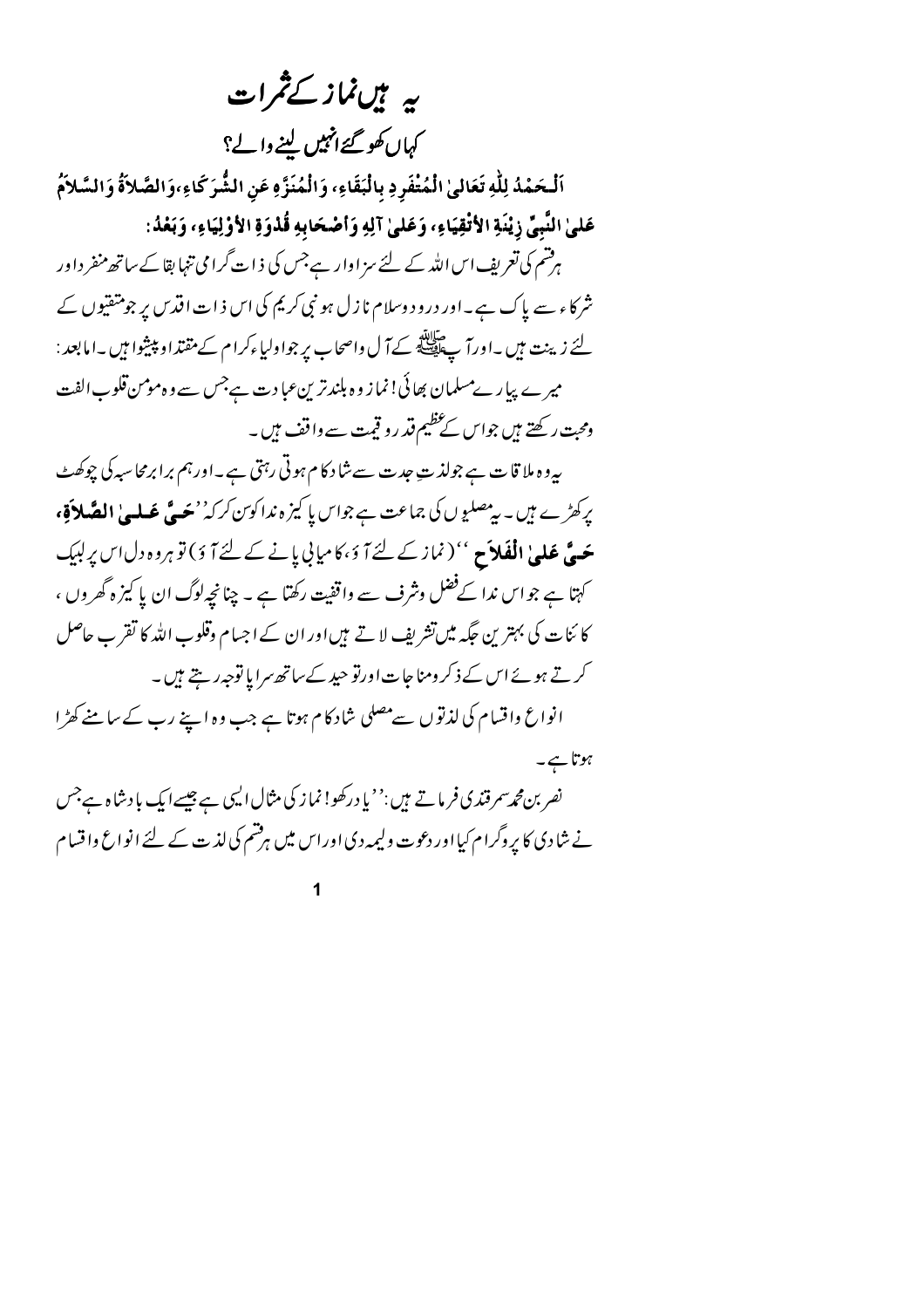# یہ ہیں نماز کے ثمرات

## کہاں کھو گئے انہیں لینے والے؟

**اَلْحَمْدُ لِلّٰهِ تَعَالیٰ الْمُتْفَرِدِ بِالْبَقَاءِ، وَالْمُنَزَّهِ عَنِ الشُّرَكَاءِ،وَالصَّلاةُ وَالسَّلامُ عَلیٰ النَّبِیِّ زِيْنَةِ الأَتْقِيَاءِ، وَعَلیٰ آلِهِ وَاَصْحَابِهِ قُدْوَةِ الأَوْلِيَاءِ، وَبَعْدُ:**

ہرقسم کی تعریف اس اللہ کے لئے سزاوار ہے جس کی ذات گرامی تنہا بقا کے ساتھ منفرد اور شرکاء سے پاک ہے۔ اور درود وسلام نازل ہو نبی کریم کی اس ذات اقدس پر جو متقیوں کے لئے زینت ہیں۔ اور آپ ﷺ کے آل واصحاب پر جو اولیاء کرام کے مقتدا و پیشوا ہیں۔ امابعد:

میرے پیارے مسلمان بھائی! نماز وہ بلندترین عبادت ہے جس سے وہ مومن قلوب الفت ومحبت رکھتے ہیں جو اس کے عظیم قدر و قیمت سے واقف ہیں۔

یہ وہ ملاقات ہے جو لذتِ جدت سے شادکام ہوتی رہتی ہے۔ اور ہم برابر محاسبہ کی چوکھٹ پر کھڑے ہیں۔ یہ مصلیوں کی جماعت ہے جو اس پاکیزہ ندا کو سن کر کہ "**حَیَّ عَلیٰ الصَّلاةِ، حَیَّ عَلیٰ الْفَلاَحِ**" (نماز کے لئے آؤ، کامیابی پانے کے لئے آؤ) تو ہر وہ دل اس پر لبیک کہتا ہے جو اس ندا کے فضل وشرف سے واقفیت رکھتا ہے۔ چنانچہ لوگ ان پاکیزہ گھروں، کائنات کی بہترین جگہ میں تشریف لاتے ہیں اور ان کے اجسام وقلوب اللہ کا تقرب حاصل کرتے ہوئے اس کے ذکر ومناجات اور توحید کے ساتھ سراپا توجہ رہتے ہیں۔

انواع واقسام کی لذتوں سے مصلی شادکام ہوتا ہے جب وہ اپنے رب کے سامنے کھڑا ہوتا ہے۔

نصر بن محمد سمرقندی فرماتے ہیں: "یاد رکھو! نماز کی مثال ایسی ہے جیسے ایک بادشاہ ہے جس نے شادی کا پروگرام کیا اور دعوت ولیمہ دی اور اس میں ہر قسم کی لذت کے لئے انواع واقسام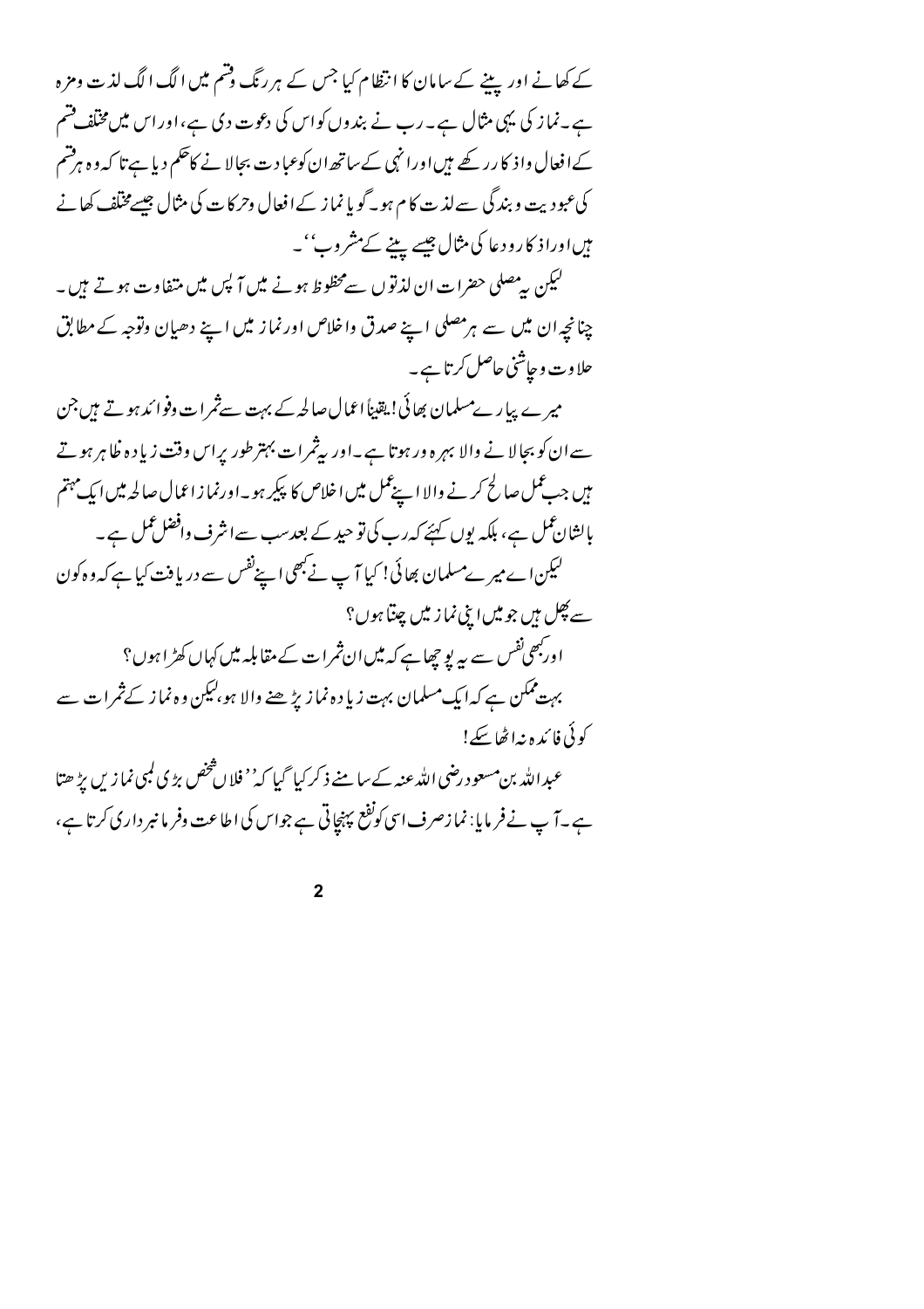کے کھانے اور پینے کے سامان کا انتظام کیا جس کے ہر رنگ وقسم میں الگ الگ لذت ومزہ ہے۔ نماز کی یہی مثال ہے۔ رب نے بندوں کو اس کی دعوت دی ہے، اور اس میں مختلف قسم کے افعال واذکار رکھے ہیں اور انہی کے ساتھ ان کو عبادت بجالانے کا حکم دیا ہے تاکہ وہ ہر قسم کی عبودیت وبندگی سے لذت کام ہو۔ گویا نماز کے افعال وحرکات کی مثال جیسے مختلف کھانے ہیں اور اذکار ودعا کی مثال جیسے پینے کے مشروب''۔

لیکن یہ مصلی حضرات ان لذتوں سے محظوظ ہونے میں آپس میں متفاوت ہوتے ہیں۔ چنانچہ ان میں سے ہر مصلی اپنے صدق واخلاص اور نماز میں اپنے دھیان وتوجہ کے مطابق حلاوت وچاشنی حاصل کرتا ہے۔

میرے پیارے مسلمان بھائی! یقیناً اعمال صالحہ کے بہت سے ثمرات وفوائد ہوتے ہیں جن سے ان کو بجالانے والا بہرہ ور ہوتا ہے۔ اور یہ ثمرات بہتر طور پر اس وقت زیادہ ظاہر ہوتے ہیں جب عمل صالح کرنے والا اپنے عمل میں اخلاص کا پیکر ہو۔ اور نماز اعمال صالحہ میں ایک مہتم بالشان عمل ہے، بلکہ یوں کہئے کہ رب کی توحید کے بعد سب سے اشرف وافضل عمل ہے۔

لیکن اے میرے مسلمان بھائی! کیا آپ نے کبھی اپنے نفس سے دریافت کیا ہے کہ وہ کون سے پھل ہیں جو میں اپنی نماز میں چنتا ہوں؟

اور کبھی نفس سے یہ پوچھا ہے کہ میں ان ثمرات کے مقابلہ میں کہاں کھڑا ہوں؟

بہت ممکن ہے کہ ایک مسلمان بہت زیادہ نماز پڑھنے والا ہو، لیکن وہ نماز کے ثمرات سے کوئی فائدہ نہ اٹھا سکے!

عبداللہ بن مسعود رضی اللہ عنہ کے سامنے ذکر کیا گیا کہ ''فلاں شخص بڑی لمبی نمازیں پڑھتا ہے۔ آپ نے فرمایا: نماز صرف اسی کو نفع پہنچاتی ہے جو اس کی اطاعت وفرمانبرداری کرتا ہے،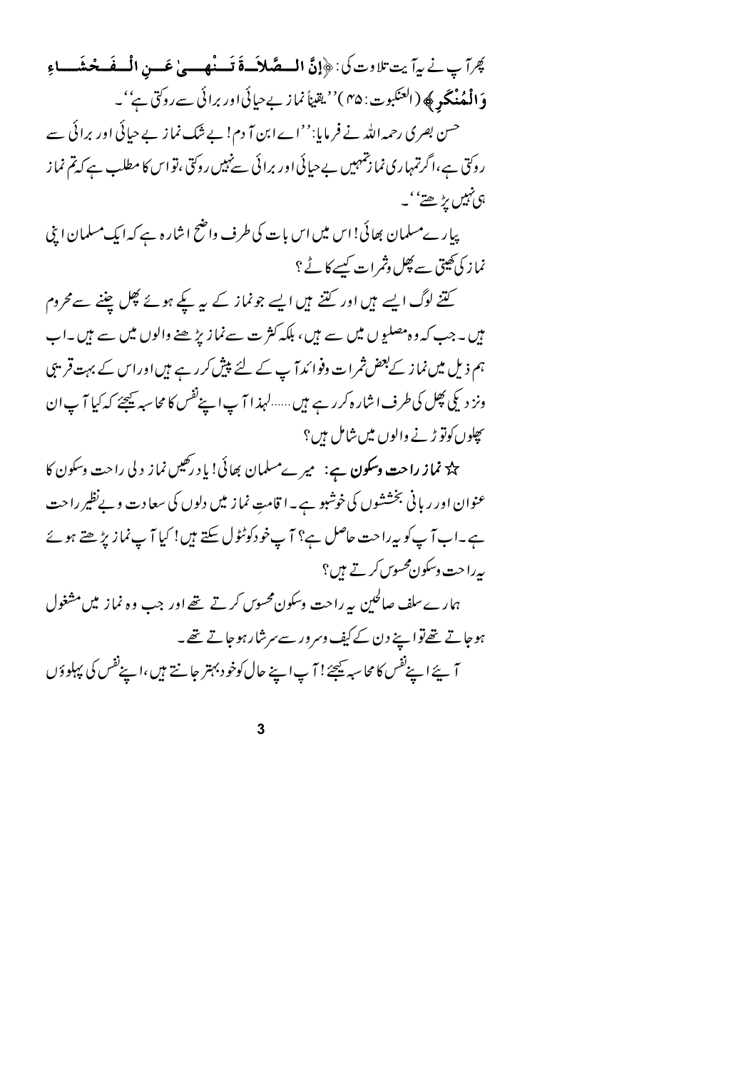پھر آپ نے یہ آیت تلاوت کی: ﴿إِنَّ الصَّلَاةَ تَنْهَىٰ عَنِ الْفَحْشَاءِ وَالْمُنْكَرِ﴾ (العنکبوت: ۴۵) ''یقیناً نماز بے حیائی اور برائی سے روکتی ہے''۔

حسن بصری رحمہ اللہ نے فرمایا: ''اے ابن آدم! بے شک نماز بے حیائی اور برائی سے روکتی ہے، اگر تمہاری نماز تمہیں بے حیائی اور برائی سے نہیں روکتی، تو اس کا مطلب ہے کہ تم نماز ہی نہیں پڑھتے''۔

پیارے مسلمان بھائی! اس میں اس بات کی طرف واضح اشارہ ہے کہ ایک مسلمان اپنی نماز کی کھیتی سے پھل وثمرات کیسے کاٹے؟

کتنے لوگ ایسے ہیں اور کتنے ہیں ایسے جو نماز کے یہ پکے ہوئے پھل چننے سے محروم ہیں۔ جب کہ وہ مصلیوں میں سے ہیں، بلکہ کثرت سے نماز پڑھنے والوں میں سے ہیں۔ اب ہم ذیل میں نماز کے بعض ثمرات وفوائد آپ کے لئے پیش کررہے ہیں اور اس کے بہت قریبی ونزدیکی پھل کی طرف اشارہ کررہے ہیں...... لہذا آپ اپنے نفس کا محاسبہ کیجئے کہ کیا آپ ان پھلوں کو توڑنے والوں میں شامل ہیں؟

☆ **نماز راحت وسکون ہے:** میرے مسلمان بھائی! یاد رکھیں نماز دلی راحت وسکون کا عنوان اور ربانی بخششوں کی خوشبو ہے۔ اقامتِ نماز میں دلوں کی سعادت وبے نظیر راحت ہے۔ اب آپ کو یہ راحت حاصل ہے؟ آپ خود کو ٹٹول سکتے ہیں! کیا آپ نماز پڑھتے ہوئے یہ راحت وسکون محسوس کرتے ہیں؟

ہمارے سلف صالحین یہ راحت وسکون محسوس کرتے تھے اور جب وہ نماز میں مشغول ہوجاتے تھے تو اپنے دن کے کیف وسرور سے سرشار ہوجاتے تھے۔

آیئے اپنے نفس کا محاسبہ کیجئے! آپ اپنے حال کو خود بہتر جانتے ہیں، اپنے نفس کی پہلوؤں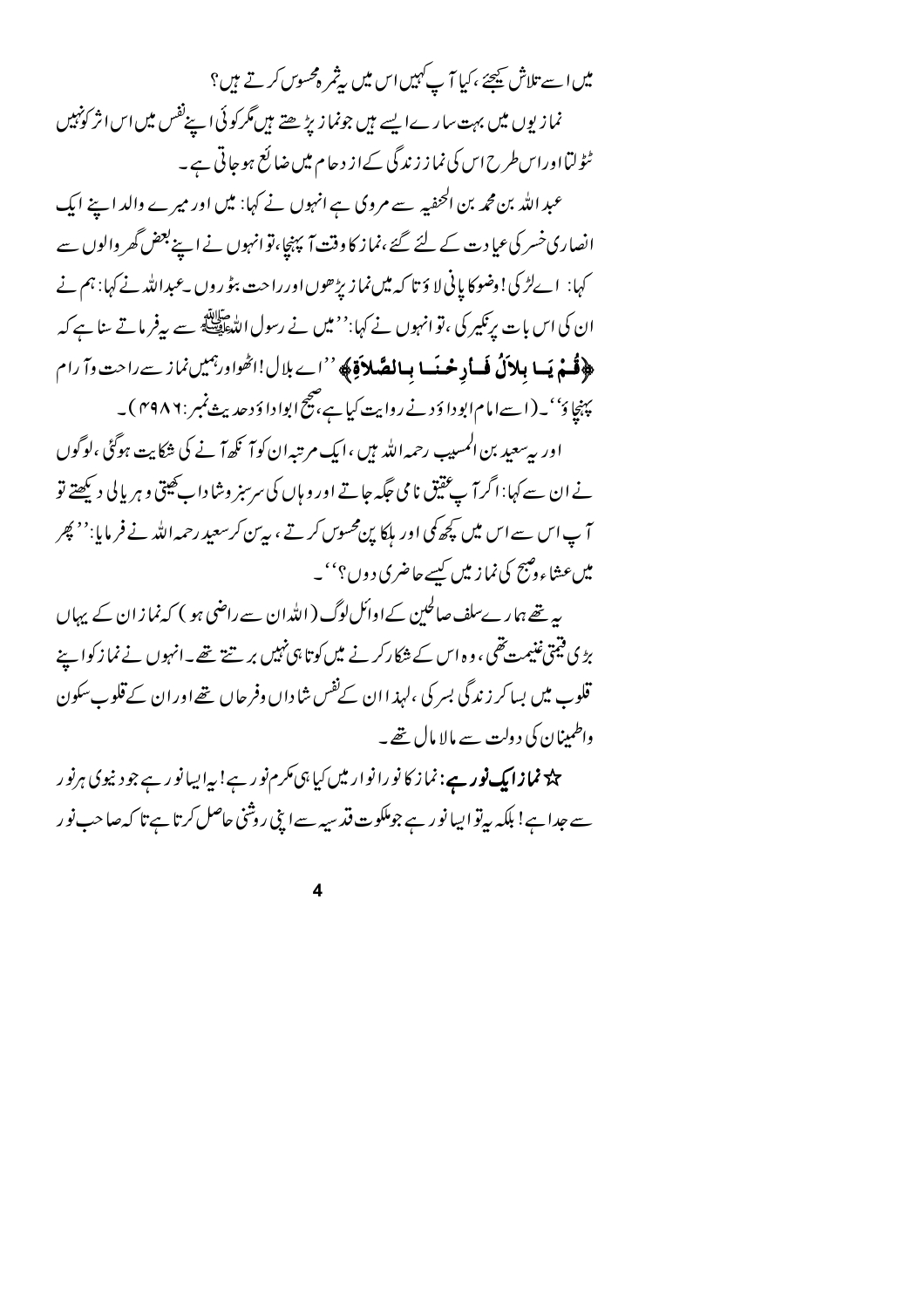میں اسے تلاش کیجئے، کیا آپ کہیں اس میں یہ ثمرہ محسوس کرتے ہیں؟

نمازیوں میں بہت سارے ایسے ہیں جو نماز پڑھتے ہیں مگر کوئی اپنے نفس میں اس اثر کو نہیں ٹٹولتا اور اس طرح اس کی نماز زندگی کے ازدحام میں ضائع ہو جاتی ہے۔

عبداللہ بن محمد بن الحنفیہ سے مروی ہے انہوں نے کہا: میں اور میرے والد اپنے ایک انصاری خسر کی عیادت کے لئے گئے، نماز کا وقت آ پہنچا، تو انہوں نے اپنے بعض گھر والوں سے کہا: اے لڑکی! وضو کا پانی لاؤ تاکہ میں نماز پڑھوں اور راحت بٹوروں۔ عبداللہ نے کہا: ہم نے ان کی اس بات پر نکیر کی، تو انہوں نے کہا: "میں نے رسول اللہ ﷺ سے یہ فرماتے سنا ہے کہ **﴿قُمْ يَا بِلاَلُ فَأرِحْنَا بِالصَّلاَةِ﴾** "اے بلال! اٹھو اور ہمیں نماز سے راحت و آرام پہنچاؤ"۔ (اسے امام ابوداؤد نے روایت کیا ہے، صحیح ابوداؤد حدیث نمبر: ۴۹۸۶)۔

اور یہ سعید بن المسیب رحمہ اللہ ہیں، ایک مرتبہ ان کو آنکھ آنے کی شکایت ہوگئی، لوگوں نے ان سے کہا: اگر آپ عقیق نامی جگہ جاتے اور وہاں کی سرسبز و شاداب کھیتی و ہریالی دیکھتے تو آپ اس سے اس میں کچھ کمی اور ہلکا پن محسوس کرتے، یہ سن کر سعید رحمہ اللہ نے فرمایا: "پھر میں عشاء و صبح کی نماز میں کیسے حاضری دوں؟"۔

یہ تھے ہمارے سلف صالحین کے اوائل لوگ (اللہ ان سے راضی ہو) کہ نماز ان کے یہاں بڑی قیمتی غنیمت تھی، وہ اس کے شکار کرنے میں کوتاہی نہیں برتتے تھے۔ انہوں نے نماز کو اپنے قلوب میں بسا کر زندگی بسر کی، لہذا ان کے نفس شاداں و فرحاں تھے اور ان کے قلوب سکون واطمینان کی دولت سے مالا مال تھے۔

☆ **نماز ایک نور ہے:** نماز کا نور انوار میں کیا ہی مکرم نور ہے! یہ ایسا نور ہے جو دنیوی ہر نور سے جدا ہے! بلکہ یہ تو ایسا نور ہے جو ملکوت قدسیہ سے اپنی روشنی حاصل کرتا ہے تاکہ صاحب نور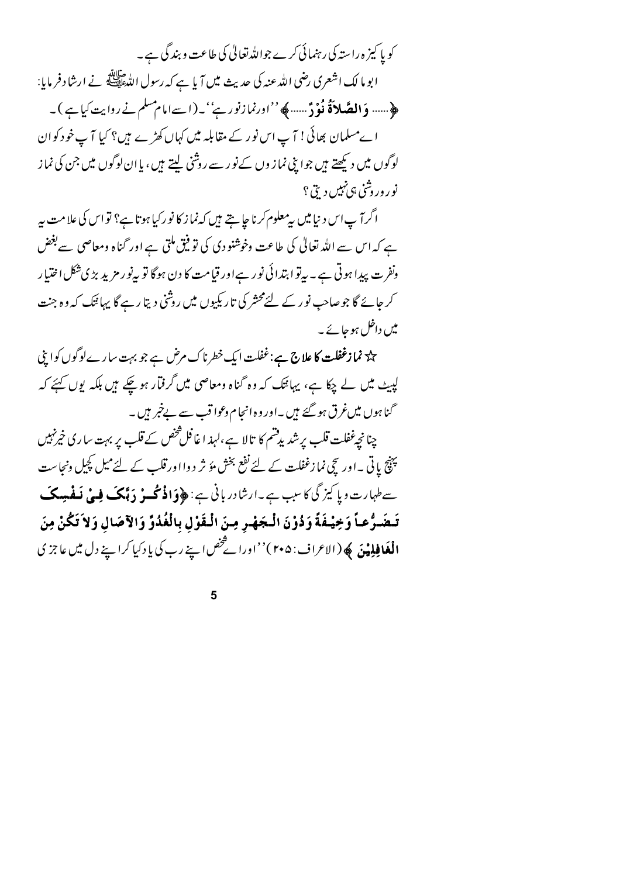کو پاکیزہ راستہ کی رہنمائی کرے جو اللہ تعالیٰ کی طاعت و بندگی ہے۔

ابو مالک اشعری رضی اللہ عنہ کی حدیث میں آیا ہے کہ رسول اللہ ﷺ نے ارشاد فرمایا: ﴿...... وَالصَّلاَةُ نُوْرٌ ......﴾ ''اور نماز نور ہے''۔ (اسے امام مسلم نے روایت کیا ہے)۔

اے مسلمان بھائی! آپ اس نور کے مقابلہ میں کہاں کھڑے ہیں؟ کیا آپ خود کو ان لوگوں میں دیکھتے ہیں جو اپنی نمازوں کے نور سے روشنی لیتے ہیں، یا ان لوگوں میں جن کی نماز نور و روشنی ہی نہیں دیتی؟

اگر آپ اس دنیا میں یہ معلوم کرنا چاہتے ہیں کہ نماز کا نور کیا ہوتا ہے؟ تو اس کی علامت یہ ہے کہ اس سے اللہ تعالیٰ کی طاعت و خوشنودی کی توفیق ملتی ہے اور گناہ و معاصی سے بغض و نفرت پیدا ہوتی ہے۔ یہ تو ابتدائی نور ہے اور قیامت کا دن ہوگا تو یہ نور مزید بڑی شکل اختیار کر جائے گا جو صاحبِ نور کے لئے محشر کی تاریکیوں میں روشنی دیتا رہے گا یہانتک کہ وہ جنت میں داخل ہو جائے۔

☆ **نماز غفلت کا علاج ہے:** غفلت ایک خطرناک مرض ہے جو بہت سارے لوگوں کو اپنی لپیٹ میں لے چکا ہے، یہانتک کہ وہ گناہ و معاصی میں گرفتار ہو چکے ہیں بلکہ یوں کہئے کہ گناہوں میں غرق ہو گئے ہیں۔ اور وہ انجام وعواقب سے بےخبر ہیں۔

چنانچہ غفلت قلب پر شدید قسم کا تالا ہے، لہذا غافل شخص کے قلب پر بہت ساری خیر نہیں پہنچ پاتی۔ اور سچی نماز غفلت کے لئے نفع بخش مؤثر دوا اور قلب کے لئے میل کچیل و نجاست سے طہارت و پاکیزگی کا سبب ہے۔ ارشاد ربانی ہے: ﴿**وَاذْكُرْ رَبَّكَ فِيْ نَفْسِكَ تَضَرُّعاً وَخِيْفَةً وَدُوْنَ الْجَهْرِ مِنَ الْقَوْلِ بِالْغُدُوِّ وَالآصَالِ وَلاَ تَكُنْ مِنَ الْغَافِلِيْنَ**﴾ (الاعراف: ۲۰۵) ''اور اے شخص اپنے رب کی یاد کیا کر اپنے دل میں عاجزی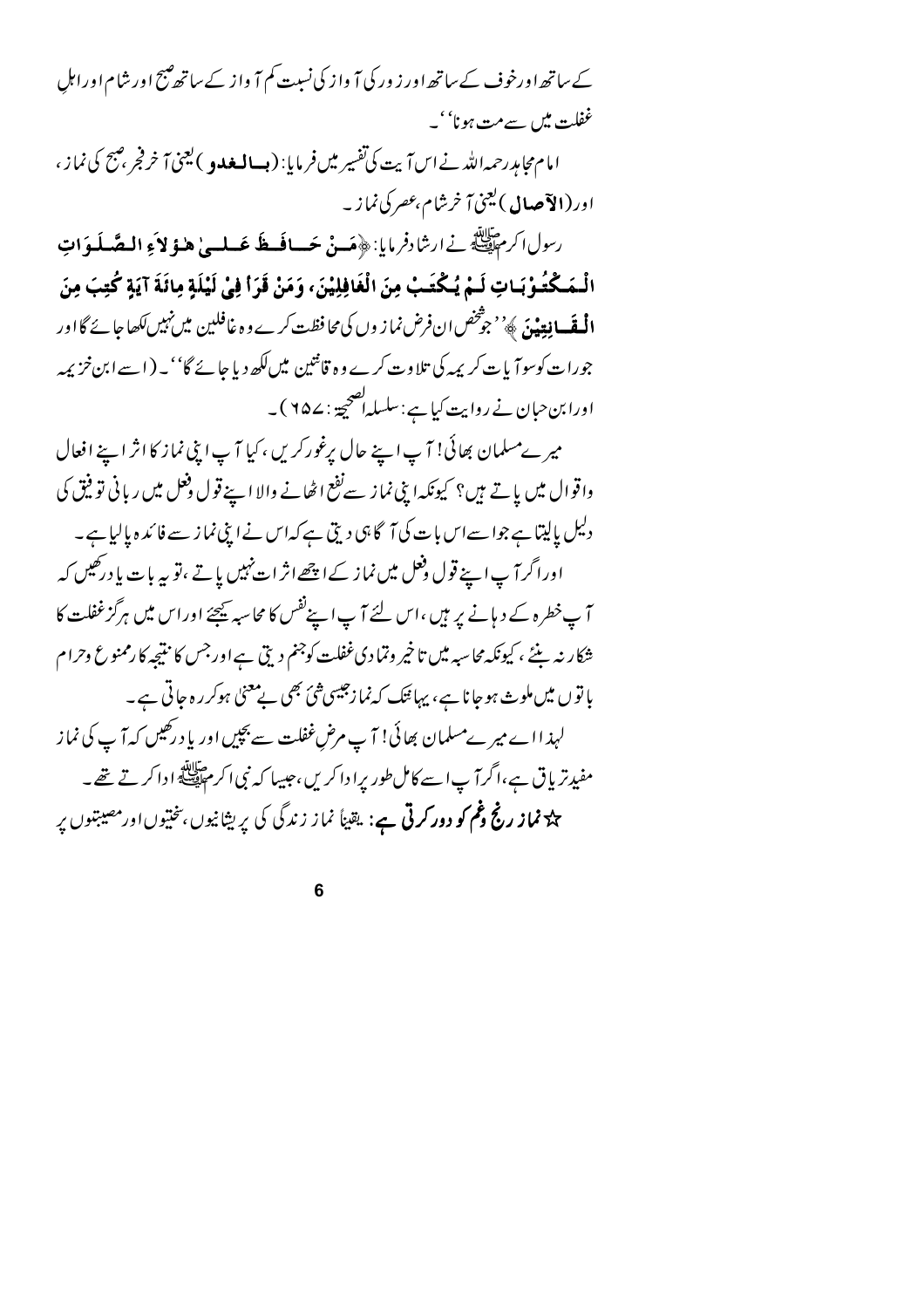کے ساتھ اور خوف کے ساتھ اور زور کی آواز کی نسبت کم آواز کے ساتھ صبح اور شام اور اہلِ غفلت میں سے مت ہونا''۔

امام مجاہد رحمہ اللہ نے اس آیت کی تفسیر میں فرمایا: (**بالغدو**) یعنی آخر فجر، صبح کی نماز، اور (**الآصال**) یعنی آخر شام، عصر کی نماز۔

رسول اکرم ﷺ نے ارشاد فرمایا: ﴿**مَنْ حَافَظَ عَلَىٰ هٰؤُلاَءِ الصَّلَوَاتِ الْمَكْتُوْبَاتِ لَمْ يُكْتَبْ مِنَ الْغَافِلِيْنَ، وَمَنْ قَرَأَ فِيْ لَيْلَةٍ مِائَةَ آيَةٍ كُتِبَ مِنَ الْقَانِتِيْنَ**﴾ ''جو شخص ان فرض نمازوں کی محافظت کرے وہ غافلین میں نہیں لکھا جائے گا اور جو رات کو سو آیات کریمہ کی تلاوت کرے وہ قانتین میں لکھ دیا جائے گا''۔ (اسے ابن خزیمہ اور ابن حبان نے روایت کیا ہے: سلسلہ الصحیحۃ: ۶۵۷)۔

میرے مسلمان بھائی! آپ اپنے حال پر غور کریں، کیا آپ اپنی نماز کا اثر اپنے افعال واقوال میں پاتے ہیں؟ کیونکہ اپنی نماز سے نفع اٹھانے والا اپنے قول وفعل میں ربانی توفیق کی دلیل پالیتا ہے جو اسے اس بات کی آگاہی دیتی ہے کہ اس نے اپنی نماز سے فائدہ پالیا ہے۔

اور اگر آپ اپنے قول وفعل میں نماز کے اچھے اثرات نہیں پاتے، تو یہ بات یاد رکھیں کہ آپ خطرہ کے دہانے پر ہیں، اس لئے آپ اپنے نفس کا محاسبہ کیجئے اور اس میں ہرگز غفلت کا شکار نہ بنئے، کیونکہ محاسبہ میں تاخیر وتمادی غفلت کو جنم دیتی ہے اور جس کا نتیجہ کار ممنوع وحرام باتوں میں ملوث ہو جانا ہے، یہانتک کہ نماز جیسی شئی بھی بے معنیٰ ہوکر رہ جاتی ہے۔

لہذا اے میرے مسلمان بھائی! آپ مرضِ غفلت سے بچیں اور یاد رکھیں کہ آپ کی نماز مفید تریاق ہے، اگر آپ اسے کامل طور پر ادا کریں، جیسا کہ نبی اکرم ﷺ ادا کرتے تھے۔

☆ **نماز رنج وغم کو دور کرتی ہے:** یقیناً نماز زندگی کی پریشانیوں، سختیوں اور مصیبتوں پر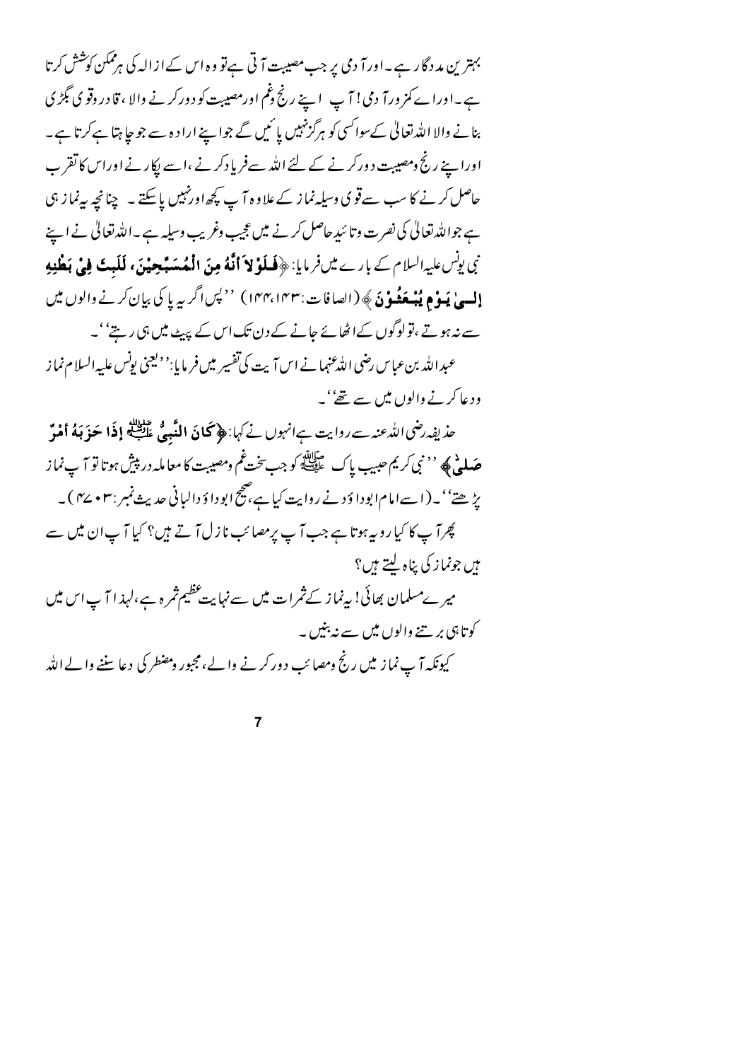بہترین مددگار ہے۔ اور آدمی پر جب مصیبت آتی ہے تو وہ اس کے ازالہ کی ہر ممکن کوشش کرتا ہے۔ اور اے کمزور آدمی! آپ اپنے رنج وغم اور مصیبت کو دور کرنے والا، قادر وقوی بگڑی بنانے والا اللہ تعالیٰ کے سوا کسی کو ہرگز نہیں پائیں گے جو اپنے ارادہ سے جو چاہتا ہے کرتا ہے۔ اور اپنے رنج ومصیبت دور کرنے کے لئے اللہ سے فریاد کرنے، اسے پکارنے اور اس کا تقرب حاصل کرنے کا سب سے قوی وسیلہ نماز کے علاوہ آپ کچھ اور نہیں پا سکتے۔ چنانچہ یہ نماز ہی ہے جو اللہ تعالیٰ کی نصرت وتائید حاصل کرنے میں عجیب وغریب وسیلہ ہے۔ اللہ تعالیٰ نے اپنے نبی یونس علیہ السلام کے بارے میں فرمایا: ﴿**فَلَوْلاَ أَنَّهُ مِنَ الْمُسَبِّحِيْنَ، لَلَبِثَ فِيْ بَطْنِهِ إِلىٰ يَوْمِ يُبْعَثُوْنَ**﴾ (الصافات: ۱۴۳، ۱۴۴) ''پس اگر یہ پاکی بیان کرنے والوں میں سے نہ ہوتے، تو لوگوں کے اٹھائے جانے کے دن تک اس کے پیٹ میں ہی رہتے''۔

عبداللہ بن عباس رضی اللہ عنہما نے اس آیت کی تفسیر میں فرمایا: ''یعنی یونس علیہ السلام نماز ودعا کرنے والوں میں سے تھے''۔

حذیفہ رضی اللہ عنہ سے روایت ہے انہوں نے کہا: ﴿**كَانَ النَّبِيُّ ﷺ إِذَا حَزَبَهُ أَمْرٌ صَلىّٰ**﴾ ''نبی کریم حبیب پاک ﷺ کو جب سخت غم ومصیبت کا معاملہ درپیش ہوتا تو آپ نماز پڑھتے''۔ (اسے امام ابوداؤد نے روایت کیا ہے، صحیح ابوداؤد البانی حدیث نمبر: ۱۱۷۱)۔

پھر آپ کا کیا رویہ ہوتا ہے جب آپ پر مصائب نازل آتے ہیں؟ کیا آپ ان میں سے ہیں جو نماز کی پناہ لیتے ہیں؟

میرے مسلمان بھائی! یہ نماز کے ثمرات میں سے نہایت عظیم ثمرہ ہے، لہذا آپ اس میں کوتاہی برتنے والوں میں سے نہ بنیں۔

کیونکہ آپ نماز میں رنج ومصائب دور کرنے والے، مجبور ومضطر کی دعا سننے والے اللہ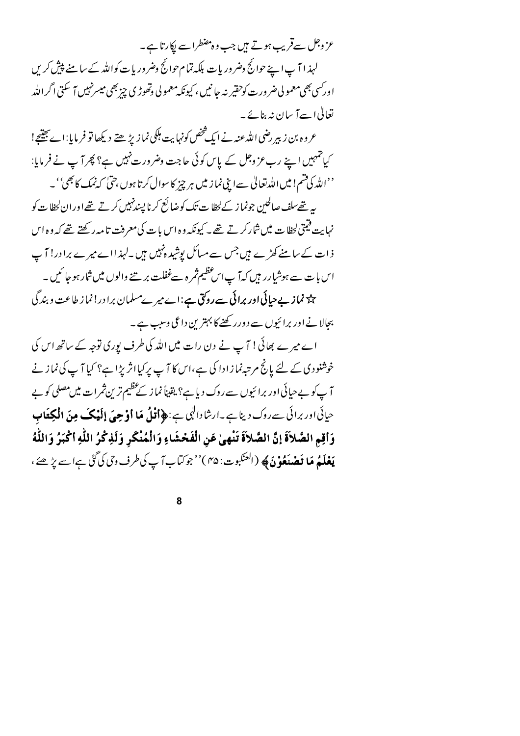عزوجل سے قریب ہوتے ہیں جب وہ مضطر اسے پکارتا ہے۔

لہذا آپ اپنے حوائج وضروریات بلکہ تمام حوائج وضروریات کو اللہ کے سامنے پیش کریں اور کسی بھی معمولی ضرورت کو حقیر نہ جانیں، کیونکہ معمولی وتھوڑی چیز بھی میسر نہیں آسکتی اگر اللہ تعالیٰ اسے آسان نہ بنائے۔

عروہ بن زبیر رضی اللہ عنہ نے ایک شخص کو نہایت ہلکی نماز پڑھتے دیکھا تو فرمایا: اے بھتیجے! کیا تمہیں اپنے رب عزوجل کے پاس کوئی حاجت وضرورت نہیں ہے؟ پھر آپ نے فرمایا: ''اللہ کی قسم! میں اللہ تعالیٰ سے اپنی نماز میں ہر چیز کا سوال کرتا ہوں، حتیٰ کہ نمک کا بھی''۔

یہ تھے سلف صالحین جو نماز کے لحظات تک کو ضائع کرنا پسند نہیں کرتے تھے اور ان لحظات کو نہایت قیمتی لحظات میں شمار کرتے تھے۔ کیونکہ وہ اس بات کی معرفت تامہ رکھتے تھے کہ وہ اس ذات کے سامنے کھڑے ہیں جس سے مسائل پوشیدہ نہیں ہیں۔ لہذا اے میرے برادر! آپ اس بات سے ہوشیار رہیں کہ آپ اس عظیم ثمرہ سے غفلت برتنے والوں میں شمار ہو جائیں۔

☆ **نماز بے حیائی اور برائی سے روکتی ہے:** اے میرے مسلمان برادر! نماز طاعت وبندگی بجالانے اور برائیوں سے دور رکھنے کا بہترین داعی وسبب ہے۔

اے میرے بھائی! آپ نے دن رات میں اللہ کی طرف پوری توجہ کے ساتھ اس کی خوشنودی کے لئے پانچ مرتبہ نماز ادا کی ہے، اس کا آپ پر کیا اثر پڑا ہے؟ کیا آپ کی نماز نے آپ کو بے حیائی اور برائیوں سے روک دیا ہے؟ یقیناً نماز کے عظیم ترین ثمرات میں مصلی کو بے حیائی اور برائی سے روک دینا ہے۔ ارشاد الٰہی ہے: ﴿**اُتْلُ مَا اُوْحِيَ اِلَيْكَ مِنَ الْكِتٰبِ وَاَقِمِ الصَّلٰوةَ اِنَّ الصَّلٰوةَ تَنْهٰى عَنِ الْفَحْشَآءِ وَالْمُنْكَرِ وَلَذِكْرُ اللّٰهِ اَكْبَرُ وَاللّٰهُ يَعْلَمُ مَا تَصْنَعُوْنَ**﴾ (العنکبوت: ۴۵) ''جو کتاب آپ کی طرف وحی کی گئی ہے اسے پڑھئے،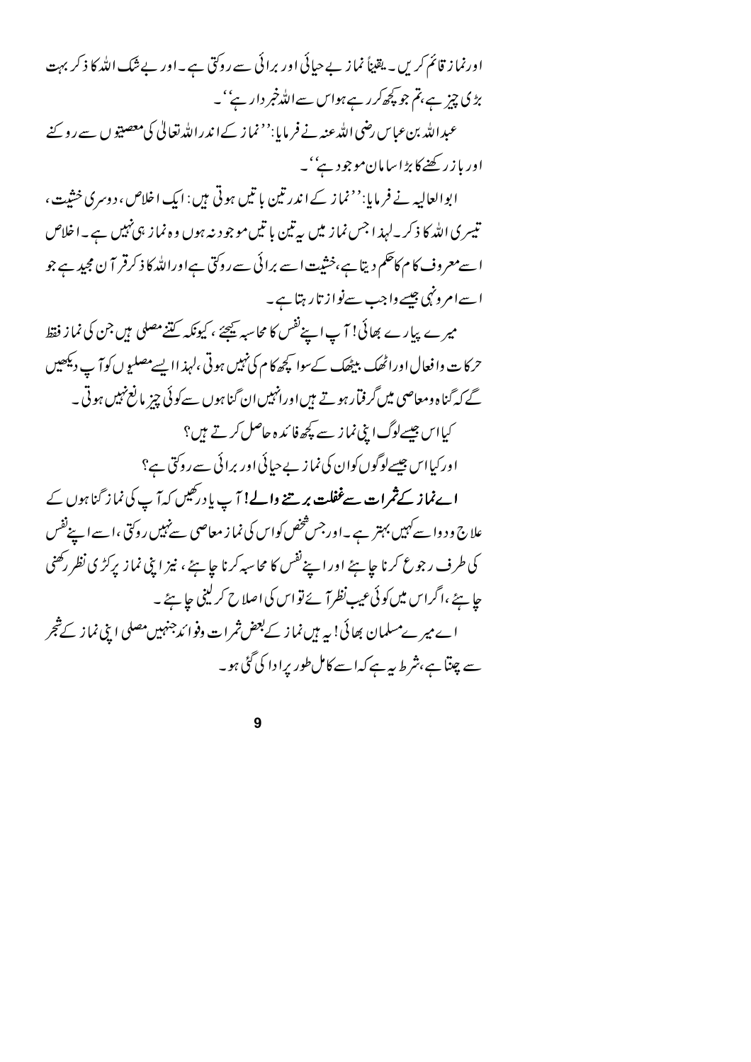اور نماز قائم کریں۔ یقیناً نماز بے حیائی اور برائی سے روکتی ہے۔ اور بے شک اللہ کا ذکر بہت بڑی چیز ہے، تم جو کچھ کر رہے ہو اس سے اللہ خبردار ہے''۔

عبداللہ بن عباس رضی اللہ عنہ نے فرمایا: ''نماز کے اندر اللہ تعالیٰ کی معصیتوں سے روکنے اور باز رکھنے کا بڑا سامان موجود ہے''۔

ابوالعالیہ نے فرمایا: ''نماز کے اندر تین باتیں ہوتی ہیں: ایک اخلاص، دوسری خشیت، تیسری اللہ کا ذکر۔ لہذا جس نماز میں یہ تین باتیں موجود نہ ہوں وہ نماز ہی نہیں ہے۔ اخلاص اسے معروف کام کا حکم دیتا ہے، خشیت اسے برائی سے روکتی ہے اور اللہ کا ذکر قرآن مجید ہے جو اسے امر و نہی جیسے واجب سے نوازتا رہتا ہے۔

میرے پیارے بھائی! آپ اپنے نفس کا محاسبہ کیجئے، کیونکہ کتنے مصلی ہیں جن کی نماز فقط حرکات وافعال اور اٹھک بیٹھک کے سوا کچھ کام کی نہیں ہوتی، لہذا ایسے مصلیوں کو آپ دیکھیں گے کہ گناہ و معاصی میں گرفتار ہوتے ہیں اور انہیں ان گناہوں سے کوئی چیز مانع نہیں ہوتی۔

کیا اس جیسے لوگ اپنی نماز سے کچھ فائدہ حاصل کرتے ہیں؟

اور کیا اس جیسے لوگوں کو ان کی نماز بے حیائی اور برائی سے روکتی ہے؟

**اے نماز کے ثمرات سے غفلت برتنے والے!** آپ یاد رکھیں کہ آپ کی نماز گناہوں کے علاج و دوا سے کہیں بہتر ہے۔ اور جس شخص کو اس کی نماز معاصی سے نہیں روکتی، اسے اپنے نفس کی طرف رجوع کرنا چاہئے اور اپنے نفس کا محاسبہ کرنا چاہئے، نیز اپنی نماز پر کڑی نظر رکھنی چاہئے، اگر اس میں کوئی عیب نظر آئے تو اس کی اصلاح کر لینی چاہئے۔

اے میرے مسلمان بھائی! یہ ہیں نماز کے بعض ثمرات وفوائد جنہیں مصلی اپنی نماز کے شجر سے چنتا ہے، شرط یہ ہے کہ اسے کامل طور پر ادا کی گئی ہو۔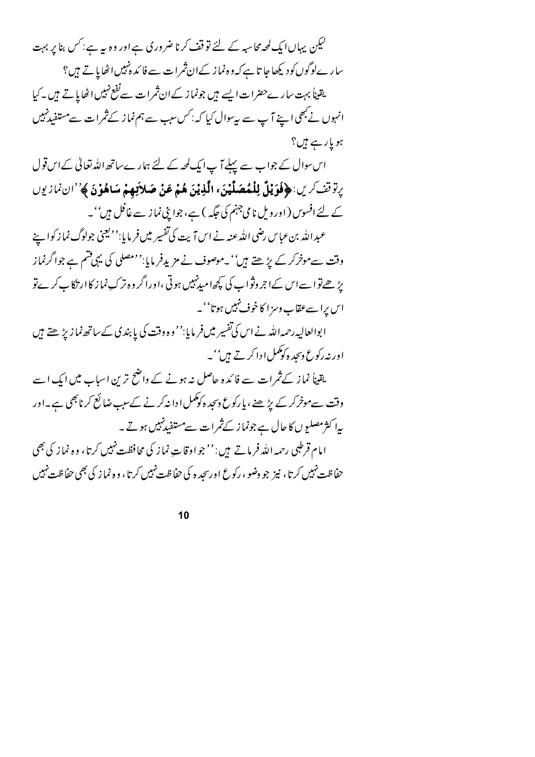لیکن یہاں ایک لمحہ محاسبہ کے لئے توقف کرنا ضروری ہے اور وہ یہ ہے: کس بنا پر بہت سارے لوگوں کو دیکھا جاتا ہے کہ وہ نماز کے ان ثمرات سے فائدہ نہیں اٹھا پاتے ہیں؟

یقیناً بہت سارے حضرات ایسے ہیں جو نماز کے ان ثمرات سے نفع نہیں اٹھا پاتے ہیں۔ کیا انہوں نے کبھی اپنے آپ سے یہ سوال کیا کہ: کس سبب سے ہم نماز کے ثمرات سے مستفید نہیں ہو پا رہے ہیں؟

اس سوال کے جواب سے پہلے آپ ایک لمحہ کے لئے ہمارے ساتھ اللہ تعالیٰ کے اس قول پر توقف کریں: **﴿فَوَيْلٌ لِلْمُصَلِّيْنَ، الَّذِيْنَ هُمْ عَنْ صَلاَتِهِمْ سَاهُوْنَ﴾** ''ان نمازیوں کے لئے افسوس (اور ویل نامی جہنم کی جگہ) ہے، جو اپنی نماز سے غافل ہیں''۔

عبداللہ بن عباس رضی اللہ عنہ نے اس آیت کی تفسیر میں فرمایا: ''یعنی جو لوگ نماز کو اپنے وقت سے موخر کر کے پڑھتے ہیں''۔ موصوف نے مزید فرمایا: ''مصلی کی یہی قسم ہے جو اگر نماز پڑھے تو اسے اس کے اجر و ثواب کی کچھ امید نہیں ہوتی، اور اگر وہ ترکِ نماز کا ارتکاب کرے تو اس پر اسے عقاب و سزا کا خوف نہیں ہوتا''۔

ابوالعالیہ رحمہ اللہ نے اس کی تفسیر میں فرمایا: ''وہ وقت کی پابندی کے ساتھ نماز پڑھتے ہیں اور نہ رکوع و سجدہ کو مکمل ادا کرتے ہیں''۔

یقیناً نماز کے ثمرات سے فائدہ حاصل نہ ہونے کے واضح ترین اسباب میں ایک اسے وقت سے موخر کر کے پڑھنے، یا رکوع و سجدہ کو مکمل ادا نہ کرنے کے سبب ضائع کرنا بھی ہے۔ اور یہ اکثر مصلیوں کا حال ہے جو نماز کے ثمرات سے مستفید نہیں ہوتے۔

امام قرطبی رحمہ اللہ فرماتے ہیں: ''جو اوقاتِ نماز کی محافظت نہیں کرتا، وہ نماز کی بھی حفاظت نہیں کرتا، نیز جو وضو، رکوع اور سجدہ کی حفاظت نہیں کرتا، وہ نماز کی بھی حفاظت نہیں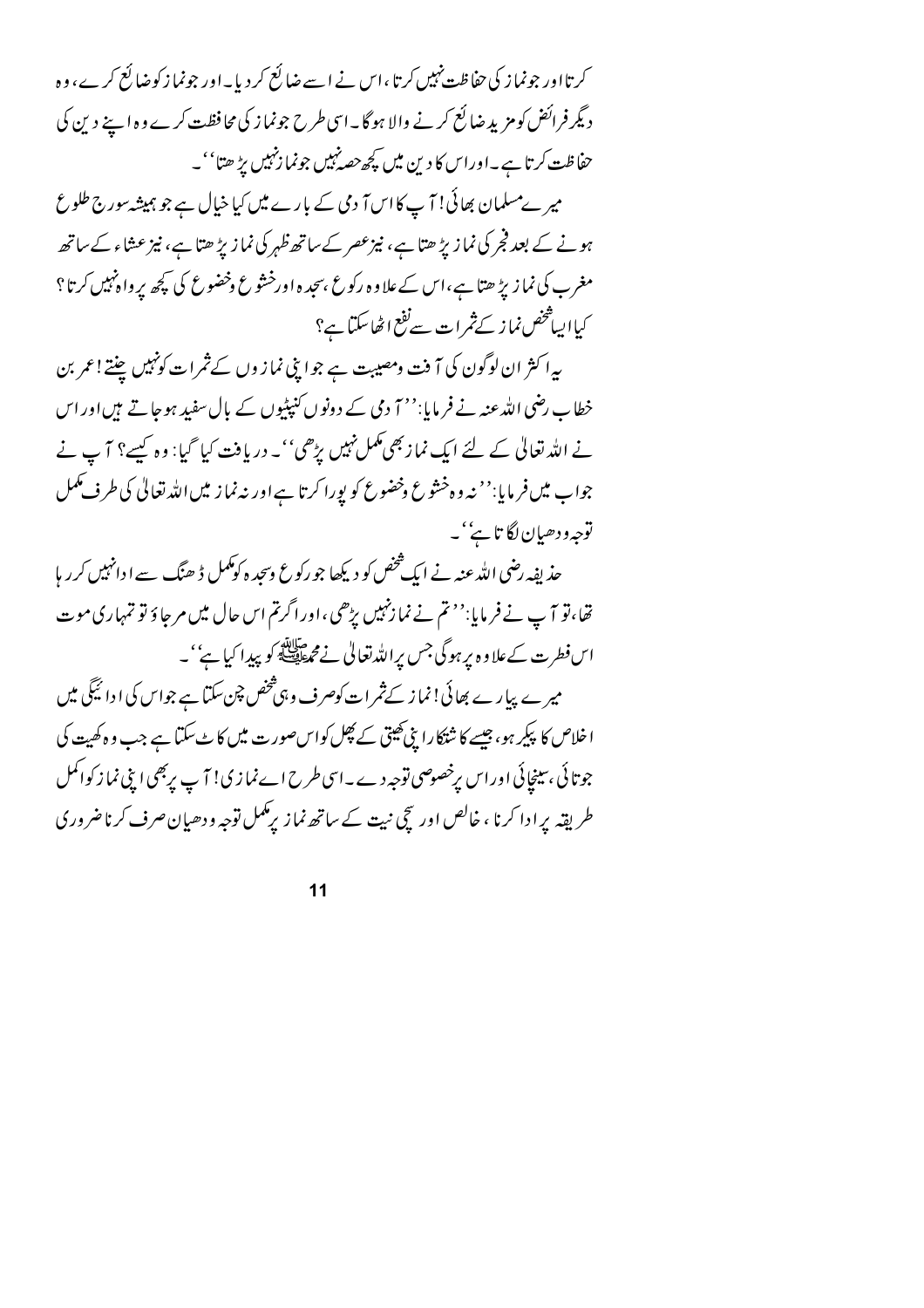کرتا اور جو نماز کی حفاظت نہیں کرتا، اس نے اسے ضائع کر دیا۔ اور جو نماز کو ضائع کرے، وہ دیگر فرائض کو مزید ضائع کرنے والا ہوگا۔ اسی طرح جو نماز کی محافظت کرے وہ اپنے دین کی حفاظت کرتا ہے۔ اور اس کا دین میں کچھ حصہ نہیں جو نماز نہیں پڑھتا''۔

میرے مسلمان بھائی! آپ کا اس آدمی کے بارے میں کیا خیال ہے جو ہمیشہ سورج طلوع ہونے کے بعد فجر کی نماز پڑھتا ہے، نیز عصر کے ساتھ ظہر کی نماز پڑھتا ہے، نیز عشاء کے ساتھ مغرب کی نماز پڑھتا ہے، اس کے علاوہ رکوع، سجدہ اور خشوع وخضوع کی کچھ پرواہ نہیں کرتا؟ کیا ایسا شخص نماز کے ثمرات سے نفع اٹھا سکتا ہے؟

یہ اکثر ان لوگون کی آفت ومصیبت ہے جو اپنی نمازوں کے ثمرات کو نہیں چنتے! عمر بن خطاب رضی اللہ عنہ نے فرمایا: ''آدمی کے دونوں کنپٹیوں کے بال سفید ہو جاتے ہیں اور اس نے اللہ تعالیٰ کے لئے ایک نماز بھی مکمل نہیں پڑھی''۔ دریافت کیا گیا: وہ کیسے؟ آپ نے جواب میں فرمایا: ''نہ وہ خشوع وخضوع کو پورا کرتا ہے اور نہ نماز میں اللہ تعالیٰ کی طرف مکمل توجہ ودھیان لگاتا ہے''۔

حذیفہ رضی اللہ عنہ نے ایک شخص کو دیکھا جو رکوع وسجدہ کو مکمل ڈھنگ سے ادا نہیں کر رہا تھا، تو آپ نے فرمایا: ''تم نے نماز نہیں پڑھی، اور اگر تم اس حال میں مرجاؤ تو تمہاری موت اس فطرت کے علاوہ پر ہوگی جس پر اللہ تعالیٰ نے محمد ﷺ کو پیدا کیا ہے''۔

میرے پیارے بھائی! نماز کے ثمرات کو صرف وہی شخص چن سکتا ہے جو اس کی ادائیگی میں اخلاص کا پیکر ہو، جیسے کاشتکار اپنی کھیتی کے پھل کو اس صورت میں کاٹ سکتا ہے جب وہ کھیت کی جوتائی، سینچائی اور اس پر خصوصی توجہ دے۔ اسی طرح اے نمازی! آپ پر بھی اپنی نماز کو اکمل طریقہ پر ادا کرنا، خالص اور سچی نیت کے ساتھ نماز پر مکمل توجہ ودھیان صرف کرنا ضروری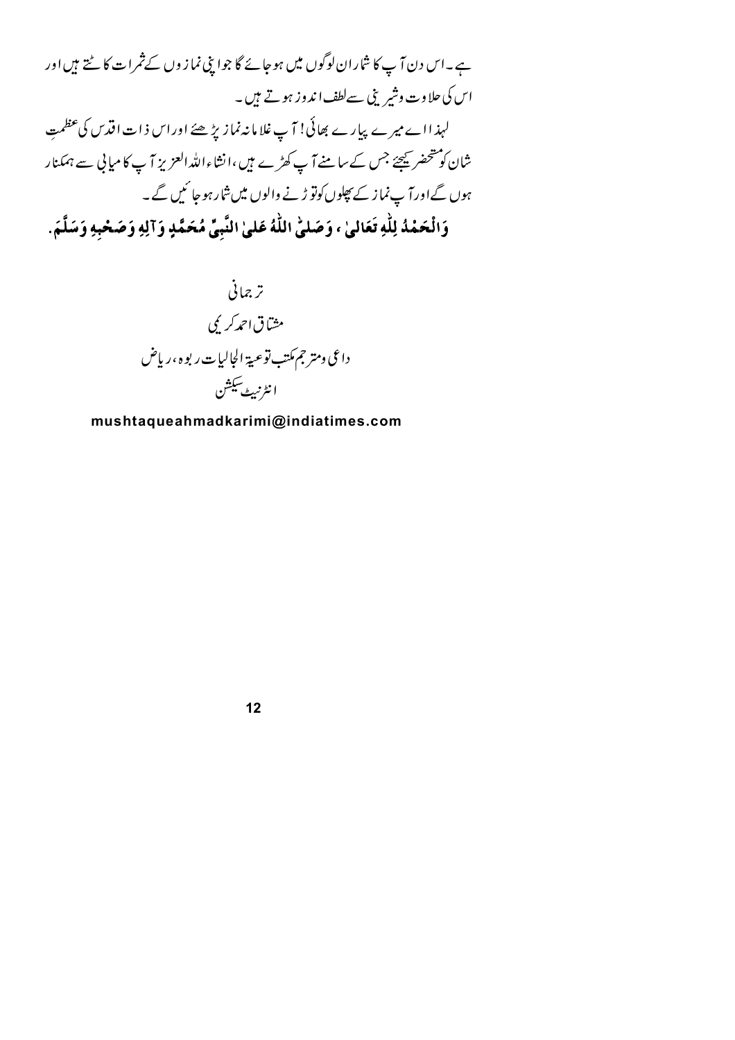ہے۔اس دن آپ کا شمار ان لوگوں میں ہو جائے گا جو اپنی نمازوں کے ثمرات کاٹتے ہیں اور اس کی حلاوت وشیرینی سے لطف اندوز ہوتے ہیں۔

لہذا اے میرے پیارے بھائی! آپ غلامانہ نماز پڑھئے اور اس ذات اقدس کی عظمتِ شان کو مستحضر کیجئے جس کے سامنے آپ کھڑے ہیں، انشاء اللہ العزیز آپ کامیابی سے ہمکنار ہوں گے اور آپ نماز کے پھلوں کو توڑنے والوں میں شمار ہو جائیں گے۔

**وَالْحَمْدُ لِلّٰهِ تَعَالیٰ ، وَصَلیّٰ اللّٰهُ عَلیٰ النَّبِیِّ مُحَمَّدٍ وَآلِهِ وَصَحْبِهِ وَسَلَّمَ.**

ترجمانی

مشتاق احمد کریمی

داعی ومترجم مکتب توعیۃ الجالیات ربوہ، ریاض

انٹرنیٹ سیکشن

mushtaqueahmadkarimi@indiatimes.com